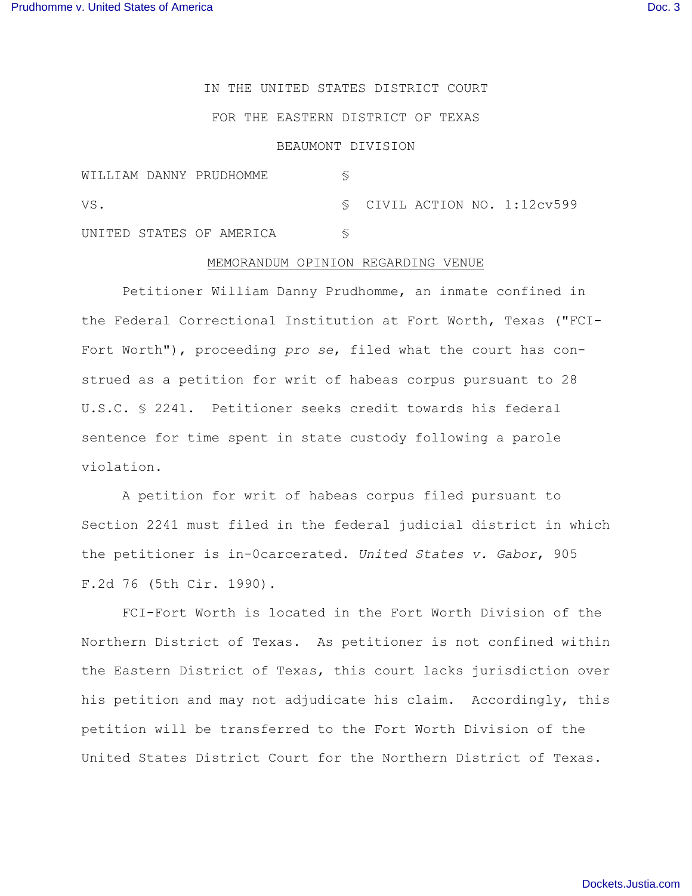IN THE UNITED STATES DISTRICT COURT

FOR THE EASTERN DISTRICT OF TEXAS

BEAUMONT DIVISION

WILLIAM DANNY PRUDHOMME §

VS. § CIVIL ACTION NO. 1:12cv599

UNITED STATES OF AMERICA §

MEMORANDUM OPINION REGARDING VENUE

Petitioner William Danny Prudhomme, an inmate confined in the Federal Correctional Institution at Fort Worth, Texas ("FCI-Fort Worth"), proceeding *pro se*, filed what the court has construed as a petition for writ of habeas corpus pursuant to 28 U.S.C. § 2241. Petitioner seeks credit towards his federal sentence for time spent in state custody following a parole violation.

A petition for writ of habeas corpus filed pursuant to Section 2241 must filed in the federal judicial district in which the petitioner is in-0carcerated. *United States v. Gabor*, 905 F.2d 76 (5th Cir. 1990).

FCI-Fort Worth is located in the Fort Worth Division of the Northern District of Texas. As petitioner is not confined within the Eastern District of Texas, this court lacks jurisdiction over his petition and may not adjudicate his claim. Accordingly, this petition will be transferred to the Fort Worth Division of the United States District Court for the Northern District of Texas.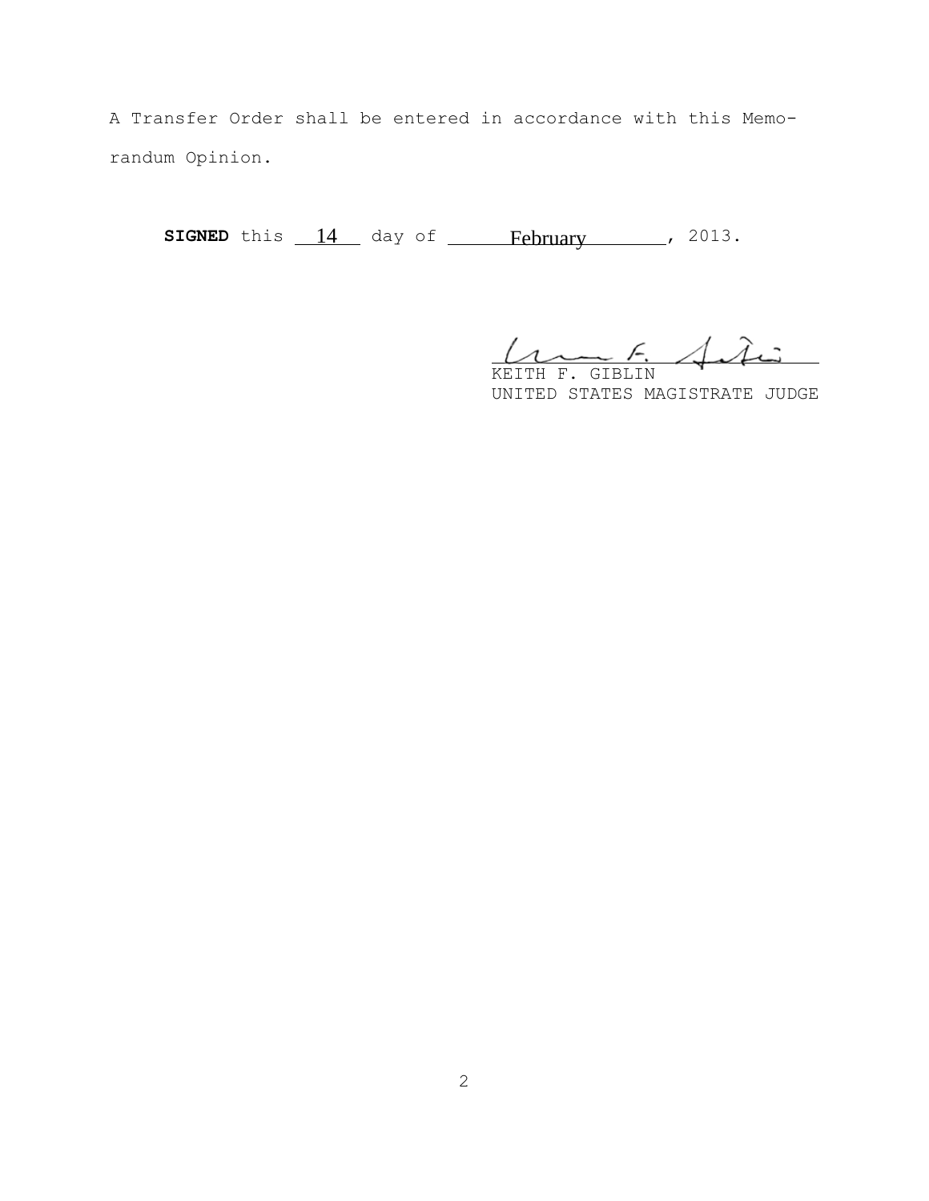A Transfer Order shall be entered in accordance with this Memorandum Opinion.

**SIGNED** this 14 day of February, 2013.

KEITH F. GIBLIN
UNITED STATES MAGISTRATE JUDGE